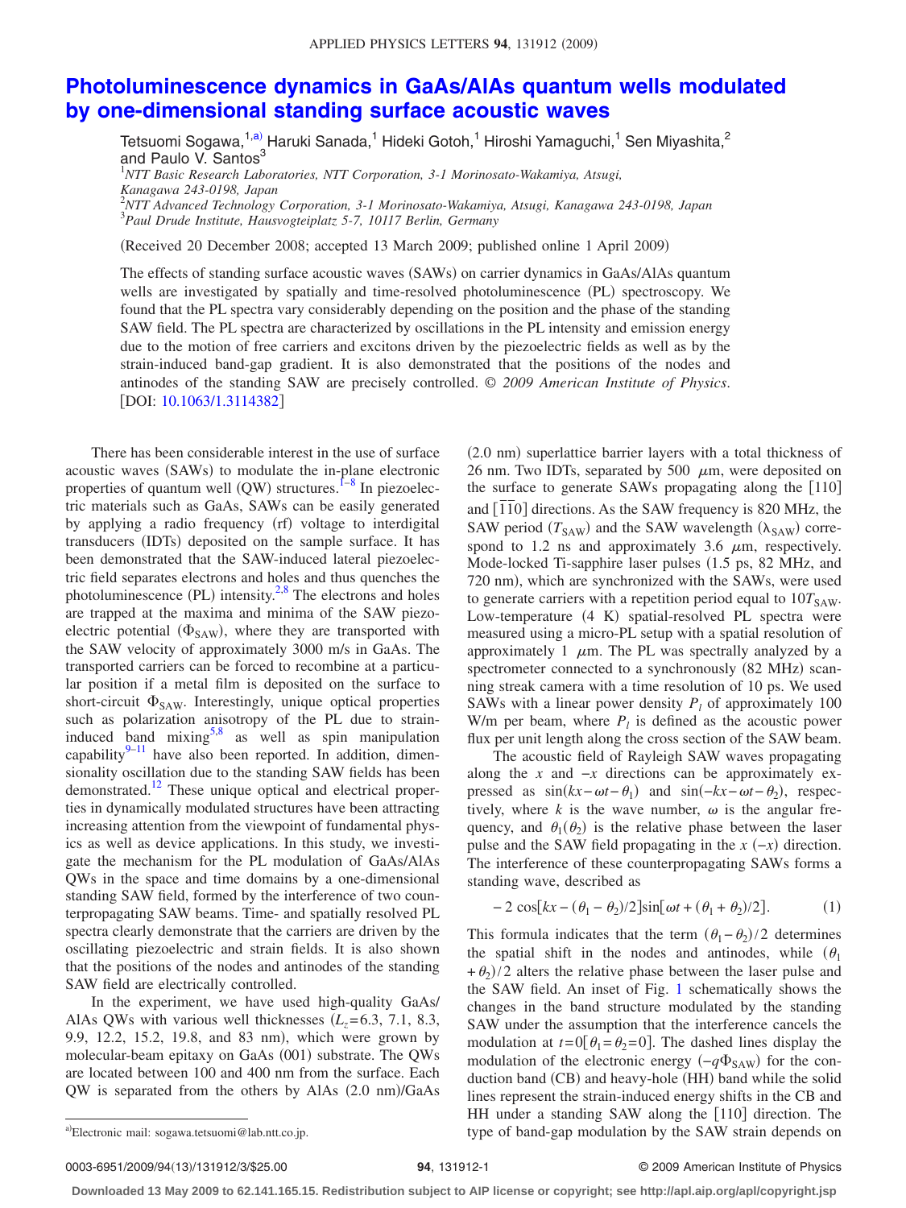# Photoluminescence dynamics in GaAs/AlAs quantum wells modulated by one-dimensional standing surface acoustic waves

Tetsuomi Sogawa,[1,a] Haruki Sanada,[1] Hideki Gotoh,[1] Hiroshi Yamaguchi,[1] Sen Miyashita,[2] and Paulo V. Santos[3]

[1]*NTT Basic Research Laboratories, NTT Corporation, 3-1 Morinosato-Wakamiya, Atsugi, Kanagawa 243-0198, Japan*
[2]*NTT Advanced Technology Corporation, 3-1 Morinosato-Wakamiya, Atsugi, Kanagawa 243-0198, Japan*
[3]*Paul Drude Institute, Hausvogteiplatz 5-7, 10117 Berlin, Germany*

(Received 20 December 2008; accepted 13 March 2009; published online 1 April 2009)

The effects of standing surface acoustic waves (SAWs) on carrier dynamics in GaAs/AlAs quantum wells are investigated by spatially and time-resolved photoluminescence (PL) spectroscopy. We found that the PL spectra vary considerably depending on the position and the phase of the standing SAW field. The PL spectra are characterized by oscillations in the PL intensity and emission energy due to the motion of free carriers and excitons driven by the piezoelectric fields as well as by the strain-induced band-gap gradient. It is also demonstrated that the positions of the nodes and antinodes of the standing SAW are precisely controlled. © *2009 American Institute of Physics*. [DOI: 10.1063/1.3114382]

There has been considerable interest in the use of surface acoustic waves (SAWs) to modulate the in-plane electronic properties of quantum well (QW) structures.[1–8] In piezoelectric materials such as GaAs, SAWs can be easily generated by applying a radio frequency (rf) voltage to interdigital transducers (IDTs) deposited on the sample surface. It has been demonstrated that the SAW-induced lateral piezoelectric field separates electrons and holes and thus quenches the photoluminescence (PL) intensity.[2,8] The electrons and holes are trapped at the maxima and minima of the SAW piezoelectric potential ($\Phi_{SAW}$), where they are transported with the SAW velocity of approximately 3000 m/s in GaAs. The transported carriers can be forced to recombine at a particular position if a metal film is deposited on the surface to short-circuit $\Phi_{SAW}$. Interestingly, unique optical properties such as polarization anisotropy of the PL due to strain-induced band mixing[5,8] as well as spin manipulation capability[9–11] have also been reported. In addition, dimensionality oscillation due to the standing SAW fields has been demonstrated.[12] These unique optical and electrical properties in dynamically modulated structures have been attracting increasing attention from the viewpoint of fundamental physics as well as device applications. In this study, we investigate the mechanism for the PL modulation of GaAs/AlAs QWs in the space and time domains by a one-dimensional standing SAW field, formed by the interference of two counterpropagating SAW beams. Time- and spatially resolved PL spectra clearly demonstrate that the carriers are driven by the oscillating piezoelectric and strain fields. It is also shown that the positions of the nodes and antinodes of the standing SAW field are electrically controlled.

In the experiment, we have used high-quality GaAs/AlAs QWs with various well thicknesses ($L_z$=6.3, 7.1, 8.3, 9.9, 12.2, 15.2, 19.8, and 83 nm), which were grown by molecular-beam epitaxy on GaAs (001) substrate. The QWs are located between 100 and 400 nm from the surface. Each QW is separated from the others by AlAs (2.0 nm)/GaAs (2.0 nm) superlattice barrier layers with a total thickness of 26 nm. Two IDTs, separated by 500 $\mu$m, were deposited on the surface to generate SAWs propagating along the [110] and $[\bar{1}\bar{1}0]$ directions. As the SAW frequency is 820 MHz, the SAW period ($T_{SAW}$) and the SAW wavelength ($\lambda_{SAW}$) correspond to 1.2 ns and approximately 3.6 $\mu$m, respectively. Mode-locked Ti-sapphire laser pulses (1.5 ps, 82 MHz, and 720 nm), which are synchronized with the SAWs, were used to generate carriers with a repetition period equal to $10T_{SAW}$. Low-temperature (4 K) spatial-resolved PL spectra were measured using a micro-PL setup with a spatial resolution of approximately 1 $\mu$m. The PL was spectrally analyzed by a spectrometer connected to a synchronously (82 MHz) scanning streak camera with a time resolution of 10 ps. We used SAWs with a linear power density $P_l$ of approximately 100 W/m per beam, where $P_l$ is defined as the acoustic power flux per unit length along the cross section of the SAW beam.

The acoustic field of Rayleigh SAW waves propagating along the $x$ and $-x$ directions can be approximately expressed as $\sin(kx-\omega t-\theta_1)$ and $\sin(-kx-\omega t-\theta_2)$, respectively, where $k$ is the wave number, $\omega$ is the angular frequency, and $\theta_1(\theta_2)$ is the relative phase between the laser pulse and the SAW field propagating in the $x$ ($-x$) direction. The interference of these counterpropagating SAWs forms a standing wave, described as

$$-2\cos[kx-(\theta_1-\theta_2)/2]\sin[\omega t+(\theta_1+\theta_2)/2]. \quad (1)$$

This formula indicates that the term $(\theta_1-\theta_2)/2$ determines the spatial shift in the nodes and antinodes, while $(\theta_1+\theta_2)/2$ alters the relative phase between the laser pulse and the SAW field. An inset of Fig. 1 schematically shows the changes in the band structure modulated by the standing SAW under the assumption that the interference cancels the modulation at $t=0[\theta_1=\theta_2=0]$. The dashed lines display the modulation of the electronic energy ($-q\Phi_{SAW}$) for the conduction band (CB) and heavy-hole (HH) band while the solid lines represent the strain-induced energy shifts in the CB and HH under a standing SAW along the [110] direction. The type of band-gap modulation by the SAW strain depends on

[a]Electronic mail: sogawa.tetsuomi@lab.ntt.co.jp.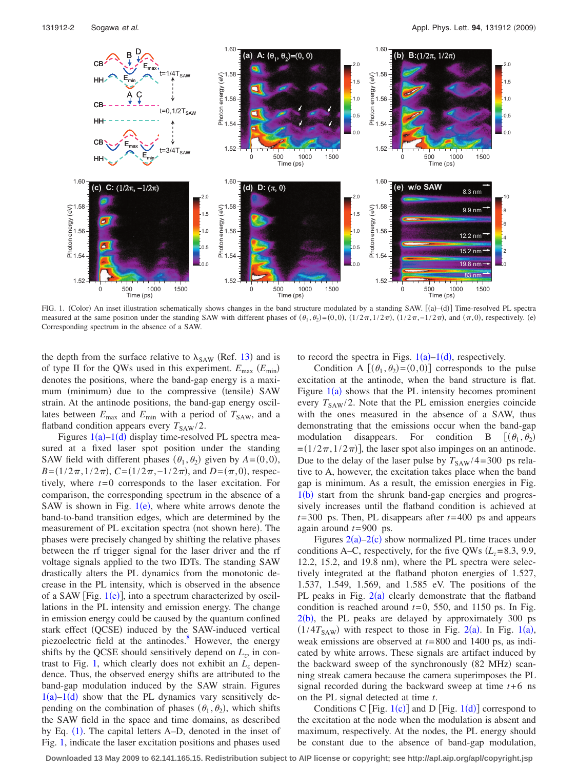FIG. 1. (Color) An inset illustration schematically shows changes in the band structure modulated by a standing SAW. [(a)–(d)] Time-resolved PL spectra measured at the same position under the standing SAW with different phases of $(\theta_1,\theta_2)=(0,0)$, $(1/2\pi,1/2\pi)$, $(1/2\pi,-1/2\pi)$, and $(\pi,0)$, respectively. (e) Corresponding spectrum in the absence of a SAW.

the depth from the surface relative to $\lambda_{SAW}$ (Ref. 13) and is of type II for the QWs used in this experiment. $E_{max}$ ($E_{min}$) denotes the positions, where the band-gap energy is a maximum (minimum) due to the compressive (tensile) SAW strain. At the antinode positions, the band-gap energy oscillates between $E_{max}$ and $E_{min}$ with a period of $T_{SAW}$, and a flatband condition appears every $T_{SAW}/2$.

Figures 1(a)–1(d) display time-resolved PL spectra measured at a fixed laser spot position under the standing SAW field with different phases $(\theta_1,\theta_2)$ given by $A=(0,0)$, $B=(1/2\pi,1/2\pi)$, $C=(1/2\pi,-1/2\pi)$, and $D=(\pi,0)$, respectively, where $t=0$ corresponds to the laser excitation. For comparison, the corresponding spectrum in the absence of a SAW is shown in Fig. 1(e), where white arrows denote the band-to-band transition edges, which are determined by the measurement of PL excitation spectra (not shown here). The phases were precisely changed by shifting the relative phases between the rf trigger signal for the laser driver and the rf voltage signals applied to the two IDTs. The standing SAW drastically alters the PL dynamics from the monotonic decrease in the PL intensity, which is observed in the absence of a SAW [Fig. 1(e)], into a spectrum characterized by oscillations in the PL intensity and emission energy. The change in emission energy could be caused by the quantum confined stark effect (QCSE) induced by the SAW-induced vertical piezoelectric field at the antinodes.[8] However, the energy shifts by the QCSE should sensitively depend on $L_z$, in contrast to Fig. 1, which clearly does not exhibit an $L_z$ dependence. Thus, the observed energy shifts are attributed to the band-gap modulation induced by the SAW strain. Figures 1(a)–1(d) show that the PL dynamics vary sensitively depending on the combination of phases $(\theta_1,\theta_2)$, which shifts the SAW field in the space and time domains, as described by Eq. (1). The capital letters A–D, denoted in the inset of Fig. 1, indicate the laser excitation positions and phases used to record the spectra in Figs. 1(a)–1(d), respectively.

Condition A $[(\theta_1,\theta_2)=(0,0)]$ corresponds to the pulse excitation at the antinode, when the band structure is flat. Figure 1(a) shows that the PL intensity becomes prominent every $T_{SAW}/2$. Note that the PL emission energies coincide with the ones measured in the absence of a SAW, thus demonstrating that the emissions occur when the band-gap modulation disappears. For condition B $[(\theta_1,\theta_2)=(1/2\pi,1/2\pi)]$, the laser spot also impinges on an antinode. Due to the delay of the laser pulse by $T_{SAW}/4=300$ ps relative to A, however, the excitation takes place when the band gap is minimum. As a result, the emission energies in Fig. 1(b) start from the shrunk band-gap energies and progressively increases until the flatband condition is achieved at $t=300$ ps. Then, PL disappears after $t=400$ ps and appears again around $t=900$ ps.

Figures 2(a)–2(c) show normalized PL time traces under conditions A–C, respectively, for the five QWs ($L_z$=8.3, 9.9, 12.2, 15.2, and 19.8 nm), where the PL spectra were selectively integrated at the flatband photon energies of 1.527, 1.537, 1.549, 1.569, and 1.585 eV. The positions of the PL peaks in Fig. 2(a) clearly demonstrate that the flatband condition is reached around $t=0$, 550, and 1150 ps. In Fig. 2(b), the PL peaks are delayed by approximately 300 ps ($1/4T_{SAW}$) with respect to those in Fig. 2(a). In Fig. 1(a), weak emissions are observed at $t=800$ and 1400 ps, as indicated by white arrows. These signals are artifact induced by the backward sweep of the synchronously (82 MHz) scanning streak camera because the camera superimposes the PL signal recorded during the backward sweep at time $t+6$ ns on the PL signal detected at time $t$.

Conditions C [Fig. 1(c)] and D [Fig. 1(d)] correspond to the excitation at the node when the modulation is absent and maximum, respectively. At the nodes, the PL energy should be constant due to the absence of band-gap modulation,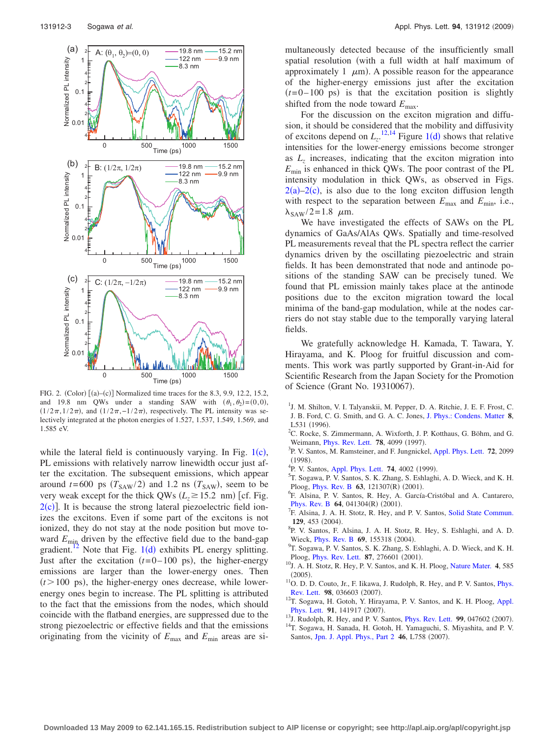(a)

A: $(\theta_1, \theta_2)=(0, 0)$

19.8 nm
15.2 nm
122 nm
9.9 nm
8.3 nm

Normalized PL intensity

1
0.1
0.01

0
500
1000
1500

Time (ps)

(b)

B: $(1/2\pi, 1/2\pi)$

19.8 nm
15.2 nm
122 nm
9.9 nm
8.3 nm

Normalized PL intensity

1
0.1
0.01

0
500
1000
1500

Time (ps)

(c)

C: $(1/2\pi, -1/2\pi)$

19.8 nm
15.2 nm
122 nm
9.9 nm
8.3 nm

Normalized PL intensity

1
0.1
0.01

0
500
1000
1500

Time (ps)

FIG. 2. (Color) [(a)–(c)] Normalized time traces for the 8.3, 9.9, 12.2, 15.2, and 19.8 nm QWs under a standing SAW with $(\theta_1,\theta_2)=(0,0)$, $(1/2\pi,1/2\pi)$, and $(1/2\pi,-1/2\pi)$, respectively. The PL intensity was selectively integrated at the photon energies of 1.527, 1.537, 1.549, 1.569, and 1.585 eV.

while the lateral field is continuously varying. In Fig. 1(c), PL emissions with relatively narrow linewidth occur just after the excitation. The subsequent emissions, which appear around $t=600$ ps ($T_{\mathrm{SAW}}/2$) and 1.2 ns ($T_{\mathrm{SAW}}$), seem to be very weak except for the thick QWs ($L_z \geq 15.2$ nm) [cf. Fig. 2(c)]. It is because the strong lateral piezoelectric field ionizes the excitons. Even if some part of the excitons is not ionized, they do not stay at the node position but move toward $E_{\mathrm{min}}$ driven by the effective field due to the band-gap gradient.[12] Note that Fig. 1(d) exhibits PL energy splitting. Just after the excitation ($t=0$–100 ps), the higher-energy emissions are larger than the lower-energy ones. Then ($t>100$ ps), the higher-energy ones decrease, while lower-energy ones begin to increase. The PL splitting is attributed to the fact that the emissions from the nodes, which should coincide with the flatband energies, are suppressed due to the strong piezoelectric or effective fields and that the emissions originating from the vicinity of $E_{\mathrm{max}}$ and $E_{\mathrm{min}}$ areas are simultaneously detected because of the insufficiently small spatial resolution (with a full width at half maximum of approximately 1 $\mu$m). A possible reason for the appearance of the higher-energy emissions just after the excitation ($t=0$–100 ps) is that the excitation position is slightly shifted from the node toward $E_{\mathrm{max}}$.

For the discussion on the exciton migration and diffusion, it should be considered that the mobility and diffusivity of excitons depend on $L_z$.[12,14] Figure 1(d) shows that relative intensities for the lower-energy emissions become stronger as $L_z$ increases, indicating that the exciton migration into $E_{\mathrm{min}}$ is enhanced in thick QWs. The poor contrast of the PL intensity modulation in thick QWs, as observed in Figs. 2(a)–2(c), is also due to the long exciton diffusion length with respect to the separation between $E_{\mathrm{max}}$ and $E_{\mathrm{min}}$, i.e., $\lambda_{\mathrm{SAW}}/2=1.8$ $\mu$m.

We have investigated the effects of SAWs on the PL dynamics of GaAs/AlAs QWs. Spatially and time-resolved PL measurements reveal that the PL spectra reflect the carrier dynamics driven by the oscillating piezoelectric and strain fields. It has been demonstrated that node and antinode positions of the standing SAW can be precisely tuned. We found that PL emission mainly takes place at the antinode positions due to the exciton migration toward the local minima of the band-gap modulation, while at the nodes carriers do not stay stable due to the temporally varying lateral fields.

We gratefully acknowledge H. Kamada, T. Tawara, Y. Hirayama, and K. Ploog for fruitful discussion and comments. This work was partly supported by Grant-in-Aid for Scientific Research from the Japan Society for the Promotion of Science (Grant No. 19310067).

[1] J. M. Shilton, V. I. Talyanskii, M. Pepper, D. A. Ritchie, J. E. F. Frost, C. J. B. Ford, C. G. Smith, and G. A. C. Jones, J. Phys.: Condens. Matter **8**, L531 (1996).

[2] C. Rocke, S. Zimmermann, A. Wixforth, J. P. Kotthaus, G. Böhm, and G. Weimann, Phys. Rev. Lett. **78**, 4099 (1997).

[3] P. V. Santos, M. Ramsteiner, and F. Jungnickel, Appl. Phys. Lett. **72**, 2099 (1998).

[4] P. V. Santos, Appl. Phys. Lett. **74**, 4002 (1999).

[5] T. Sogawa, P. V. Santos, S. K. Zhang, S. Eshlaghi, A. D. Wieck, and K. H. Ploog, Phys. Rev. B **63**, 121307(R) (2001).

[6] F. Alsina, P. V. Santos, R. Hey, A. García-Cristóbal and A. Cantarero, Phys. Rev. B **64**, 041304(R) (2001).

[7] F. Alsina, J. A. H. Stotz, R. Hey, and P. V. Santos, Solid State Commun. **129**, 453 (2004).

[8] P. V. Santos, F. Alsina, J. A. H. Stotz, R. Hey, S. Eshlaghi, and A. D. Wieck, Phys. Rev. B **69**, 155318 (2004).

[9] T. Sogawa, P. V. Santos, S. K. Zhang, S. Eshlaghi, A. D. Wieck, and K. H. Ploog, Phys. Rev. Lett. **87**, 276601 (2001).

[10] J. A. H. Stotz, R. Hey, P. V. Santos, and K. H. Ploog, Nature Mater. **4**, 585 (2005).

[11] O. D. D. Couto, Jr., F. Iikawa, J. Rudolph, R. Hey, and P. V. Santos, Phys. Rev. Lett. **98**, 036603 (2007).

[12] T. Sogawa, H. Gotoh, Y. Hirayama, P. V. Santos, and K. H. Ploog, Appl. Phys. Lett. **91**, 141917 (2007).

[13] J. Rudolph, R. Hey, and P. V. Santos, Phys. Rev. Lett. **99**, 047602 (2007).

[14] T. Sogawa, H. Sanada, H. Gotoh, H. Yamaguchi, S. Miyashita, and P. V. Santos, Jpn. J. Appl. Phys., Part 2 **46**, L758 (2007).